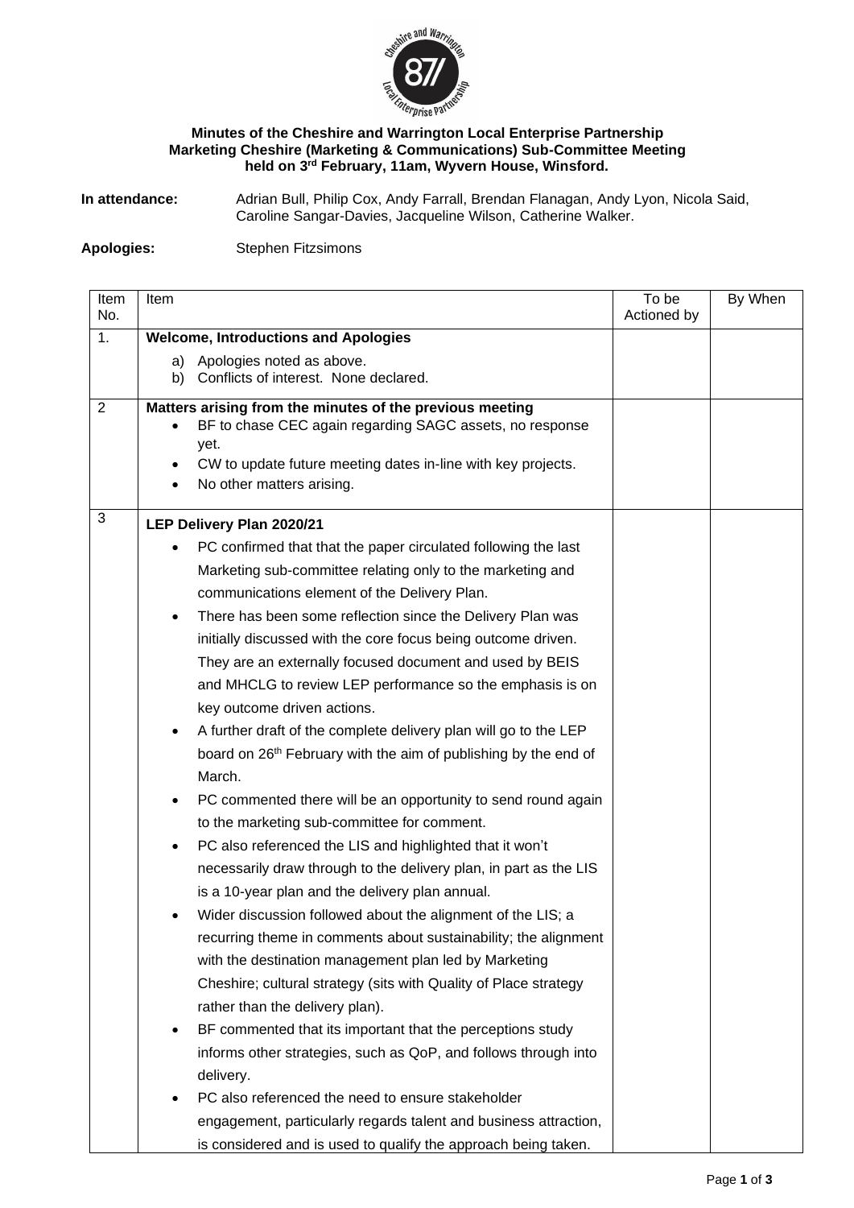**Minutes of the Cheshire and Warrington Local Enterprise Partnership Marketing Cheshire (Marketing & Communications) Sub-Committee Meeting held on 3rd February, 11am, Wyvern House, Winsford.**

**In attendance:** Adrian Bull, Philip Cox, Andy Farrall, Brendan Flanagan, Andy Lyon, Nicola Said, Caroline Sangar-Davies, Jacqueline Wilson, Catherine Walker.

**Apologies:** Stephen Fitzsimons

| Item No. | Item | To be Actioned by | By When |
|---|---|---|---|
| 1. | **Welcome, Introductions and Apologies**<br>a) Apologies noted as above.<br>b) Conflicts of interest. None declared. | | |
| 2 | **Matters arising from the minutes of the previous meeting**<br>• BF to chase CEC again regarding SAGC assets, no response yet.<br>• CW to update future meeting dates in-line with key projects.<br>• No other matters arising. | | |
| 3 | **LEP Delivery Plan 2020/21**<br>• PC confirmed that that the paper circulated following the last Marketing sub-committee relating only to the marketing and communications element of the Delivery Plan.<br>• There has been some reflection since the Delivery Plan was initially discussed with the core focus being outcome driven. They are an externally focused document and used by BEIS and MHCLG to review LEP performance so the emphasis is on key outcome driven actions.<br>• A further draft of the complete delivery plan will go to the LEP board on 26th February with the aim of publishing by the end of March.<br>• PC commented there will be an opportunity to send round again to the marketing sub-committee for comment.<br>• PC also referenced the LIS and highlighted that it won't necessarily draw through to the delivery plan, in part as the LIS is a 10-year plan and the delivery plan annual.<br>• Wider discussion followed about the alignment of the LIS; a recurring theme in comments about sustainability; the alignment with the destination management plan led by Marketing Cheshire; cultural strategy (sits with Quality of Place strategy rather than the delivery plan).<br>• BF commented that its important that the perceptions study informs other strategies, such as QoP, and follows through into delivery.<br>• PC also referenced the need to ensure stakeholder engagement, particularly regards talent and business attraction, is considered and is used to qualify the approach being taken. | | |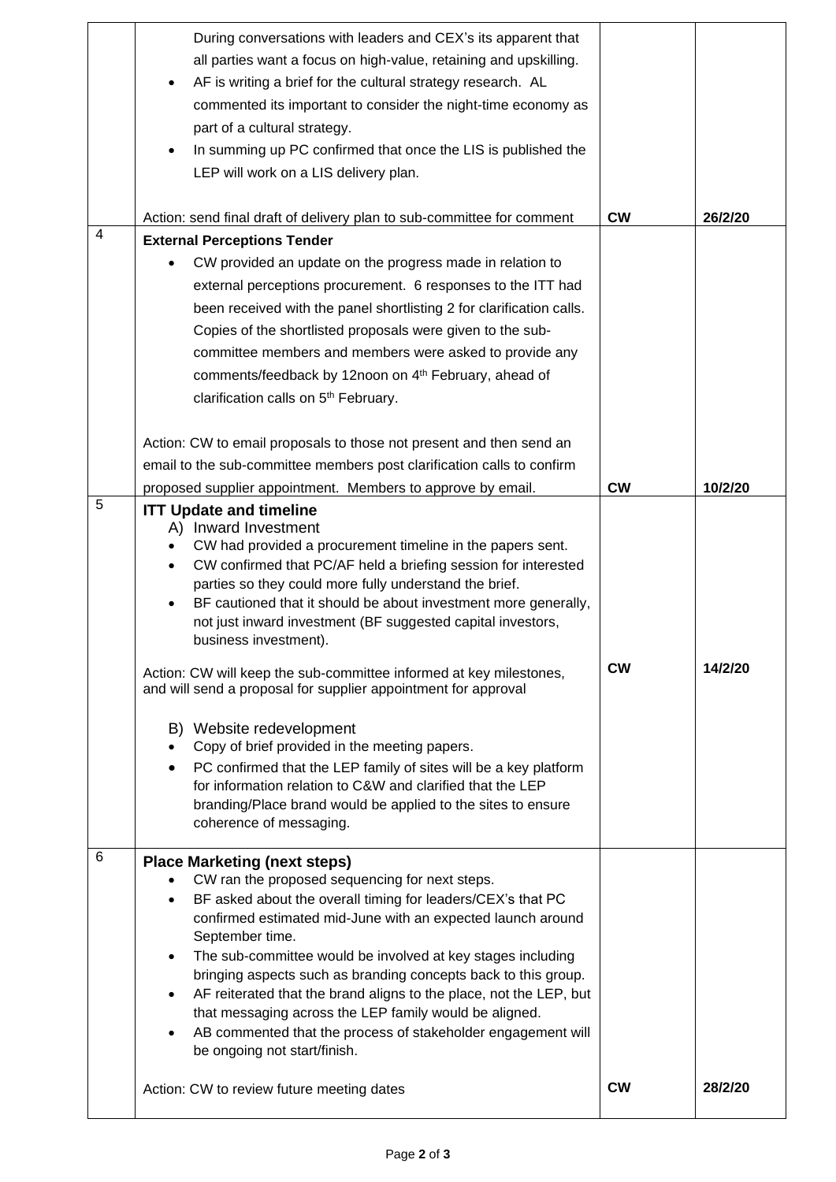| | | | |
|---|---|---|---|
| | During conversations with leaders and CEX's its apparent that all parties want a focus on high-value, retaining and upskilling.<br>• AF is writing a brief for the cultural strategy research. AL commented its important to consider the night-time economy as part of a cultural strategy.<br>• In summing up PC confirmed that once the LIS is published the LEP will work on a LIS delivery plan.<br><br>Action: send final draft of delivery plan to sub-committee for comment | **CW** | **26/2/20** |
| 4 | **External Perceptions Tender**<br>• CW provided an update on the progress made in relation to external perceptions procurement. 6 responses to the ITT had been received with the panel shortlisting 2 for clarification calls. Copies of the shortlisted proposals were given to the sub-committee members and members were asked to provide any comments/feedback by 12noon on 4th February, ahead of clarification calls on 5th February.<br><br>Action: CW to email proposals to those not present and then send an email to the sub-committee members post clarification calls to confirm proposed supplier appointment. Members to approve by email. | **CW** | **10/2/20** |
| 5 | **ITT Update and timeline**<br>A) Inward Investment<br>• CW had provided a procurement timeline in the papers sent.<br>• CW confirmed that PC/AF held a briefing session for interested parties so they could more fully understand the brief.<br>• BF cautioned that it should be about investment more generally, not just inward investment (BF suggested capital investors, business investment).<br><br>Action: CW will keep the sub-committee informed at key milestones, and will send a proposal for supplier appointment for approval<br><br>B) Website redevelopment<br>• Copy of brief provided in the meeting papers.<br>• PC confirmed that the LEP family of sites will be a key platform for information relation to C&W and clarified that the LEP branding/Place brand would be applied to the sites to ensure coherence of messaging. | **CW** | **14/2/20** |
| 6 | **Place Marketing (next steps)**<br>• CW ran the proposed sequencing for next steps.<br>• BF asked about the overall timing for leaders/CEX's that PC confirmed estimated mid-June with an expected launch around September time.<br>• The sub-committee would be involved at key stages including bringing aspects such as branding concepts back to this group.<br>• AF reiterated that the brand aligns to the place, not the LEP, but that messaging across the LEP family would be aligned.<br>• AB commented that the process of stakeholder engagement will be ongoing not start/finish.<br><br>Action: CW to review future meeting dates | **CW** | **28/2/20** |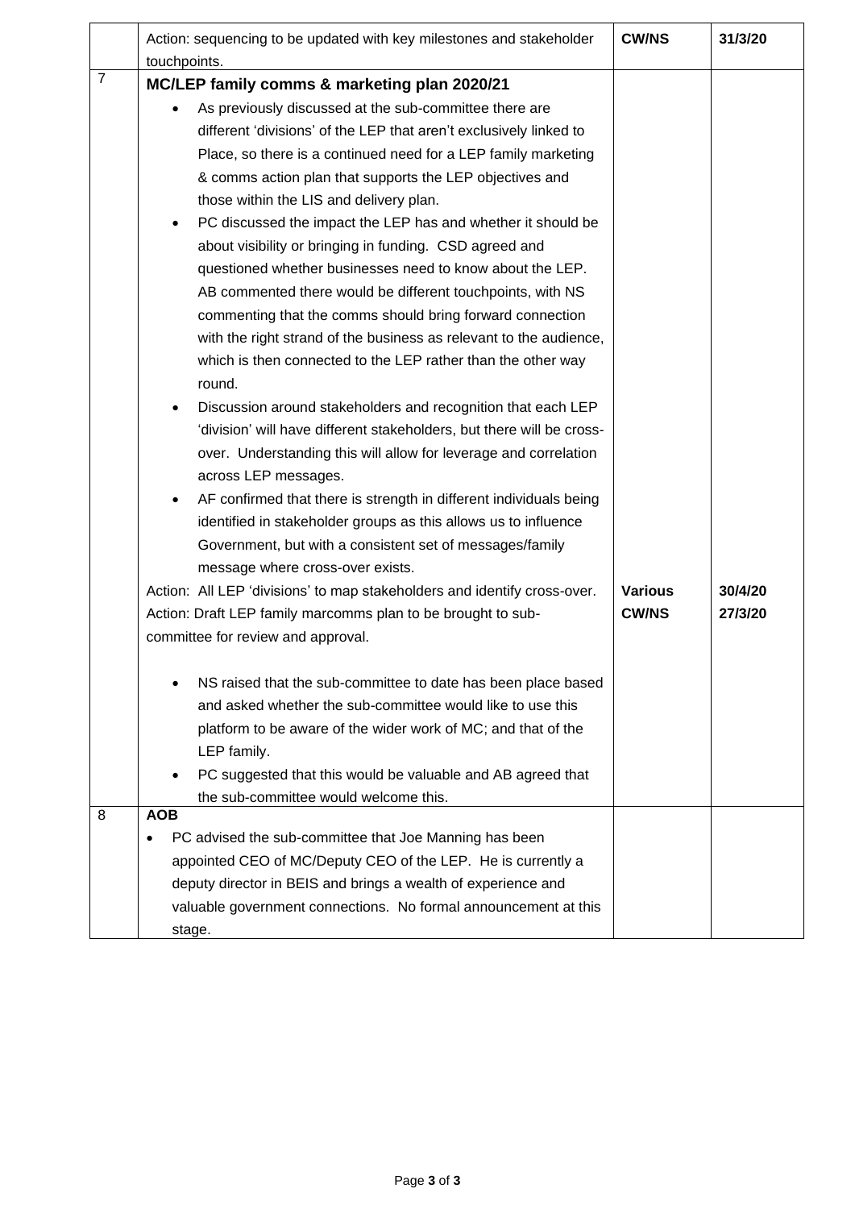| | | | |
|---|---|---|---|
| | Action: sequencing to be updated with key milestones and stakeholder touchpoints. | **CW/NS** | **31/3/20** |
| 7 | **MC/LEP family comms & marketing plan 2020/21**<br>• As previously discussed at the sub-committee there are different 'divisions' of the LEP that aren't exclusively linked to Place, so there is a continued need for a LEP family marketing & comms action plan that supports the LEP objectives and those within the LIS and delivery plan.<br>• PC discussed the impact the LEP has and whether it should be about visibility or bringing in funding. CSD agreed and questioned whether businesses need to know about the LEP. AB commented there would be different touchpoints, with NS commenting that the comms should bring forward connection with the right strand of the business as relevant to the audience, which is then connected to the LEP rather than the other way round.<br>• Discussion around stakeholders and recognition that each LEP 'division' will have different stakeholders, but there will be cross-over. Understanding this will allow for leverage and correlation across LEP messages.<br>• AF confirmed that there is strength in different individuals being identified in stakeholder groups as this allows us to influence Government, but with a consistent set of messages/family message where cross-over exists.<br>Action: All LEP 'divisions' to map stakeholders and identify cross-over.<br>Action: Draft LEP family marcomms plan to be brought to sub-committee for review and approval.<br><br>• NS raised that the sub-committee to date has been place based and asked whether the sub-committee would like to use this platform to be aware of the wider work of MC; and that of the LEP family.<br>• PC suggested that this would be valuable and AB agreed that the sub-committee would welcome this. | **Various**<br>**CW/NS** | **30/4/20**<br>**27/3/20** |
| 8 | **AOB**<br>• PC advised the sub-committee that Joe Manning has been appointed CEO of MC/Deputy CEO of the LEP. He is currently a deputy director in BEIS and brings a wealth of experience and valuable government connections. No formal announcement at this stage. | | |